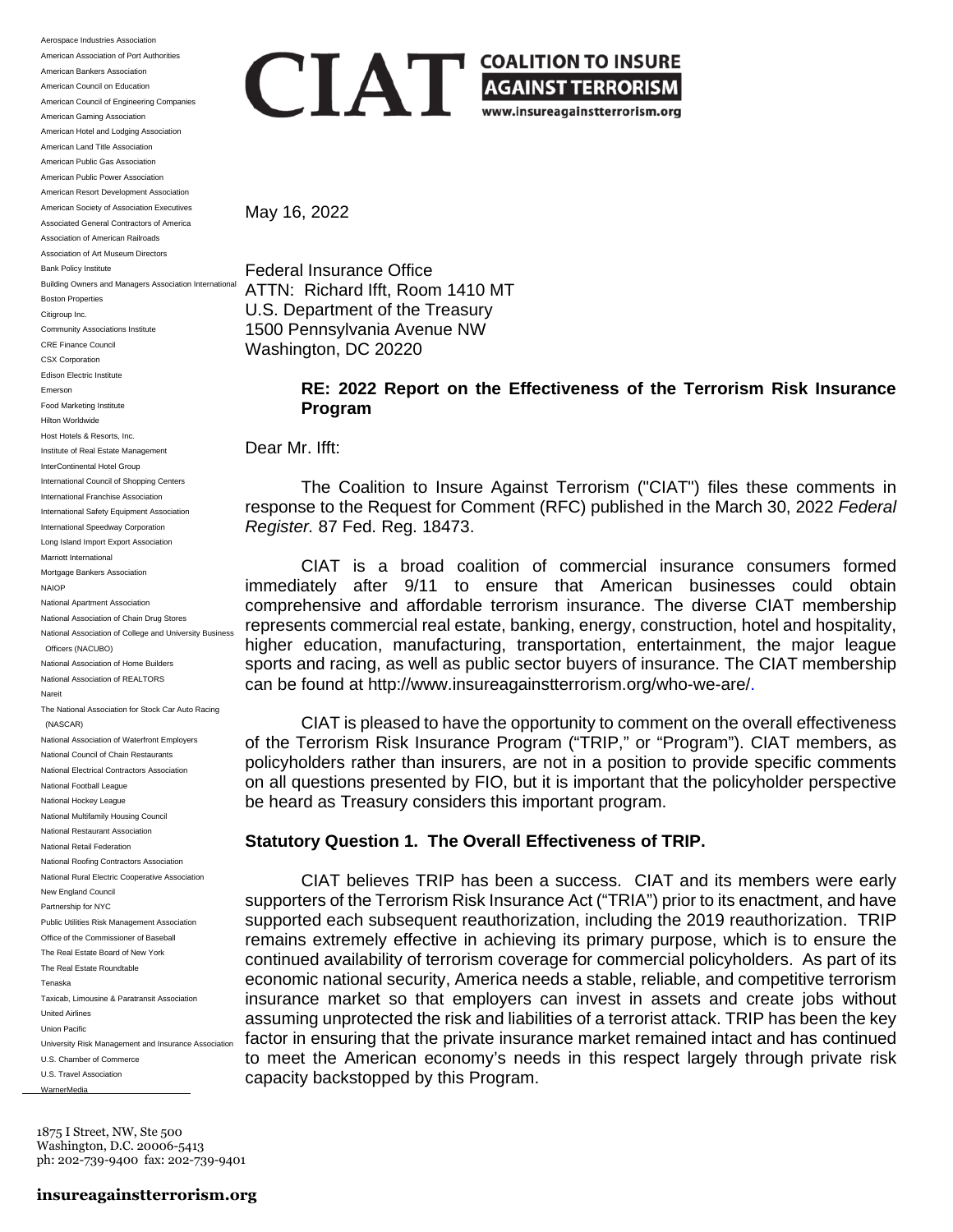# CIAT COALITION TO INSURE AGAINST TERRORISM

www.insureagainstterrorism.org

Aerospace Industries Association
American Association of Port Authorities
American Bankers Association
American Council on Education
American Council of Engineering Companies
American Gaming Association
American Hotel and Lodging Association
American Land Title Association
American Public Gas Association
American Public Power Association
American Resort Development Association
American Society of Association Executives
Associated General Contractors of America
Association of American Railroads
Association of Art Museum Directors
Bank Policy Institute
Building Owners and Managers Association International
Boston Properties
Citigroup Inc.
Community Associations Institute
CRE Finance Council
CSX Corporation
Edison Electric Institute
Emerson
Food Marketing Institute
Hilton Worldwide
Host Hotels & Resorts, Inc.
Institute of Real Estate Management
InterContinental Hotel Group
International Council of Shopping Centers
International Franchise Association
International Safety Equipment Association
International Speedway Corporation
Long Island Import Export Association
Marriott International
Mortgage Bankers Association
NAIOP
National Apartment Association
National Association of Chain Drug Stores
National Association of College and University Business Officers (NACUBO)
National Association of Home Builders
National Association of REALTORS
Nareit
The National Association for Stock Car Auto Racing (NASCAR)
National Association of Waterfront Employers
National Council of Chain Restaurants
National Electrical Contractors Association
National Football League
National Hockey League
National Multifamily Housing Council
National Restaurant Association
National Retail Federation
National Roofing Contractors Association
National Rural Electric Cooperative Association
New England Council
Partnership for NYC
Public Utilities Risk Management Association
Office of the Commissioner of Baseball
The Real Estate Board of New York
The Real Estate Roundtable
Tenaska
Taxicab, Limousine & Paratransit Association
United Airlines
Union Pacific
University Risk Management and Insurance Association
U.S. Chamber of Commerce
U.S. Travel Association
WarnerMedia

May 16, 2022

Federal Insurance Office
ATTN: Richard Ifft, Room 1410 MT
U.S. Department of the Treasury
1500 Pennsylvania Avenue NW
Washington, DC 20220

**RE: 2022 Report on the Effectiveness of the Terrorism Risk Insurance Program**

Dear Mr. Ifft:

The Coalition to Insure Against Terrorism ("CIAT") files these comments in response to the Request for Comment (RFC) published in the March 30, 2022 *Federal Register.* 87 Fed. Reg. 18473.

CIAT is a broad coalition of commercial insurance consumers formed immediately after 9/11 to ensure that American businesses could obtain comprehensive and affordable terrorism insurance. The diverse CIAT membership represents commercial real estate, banking, energy, construction, hotel and hospitality, higher education, manufacturing, transportation, entertainment, the major league sports and racing, as well as public sector buyers of insurance. The CIAT membership can be found at http://www.insureagainstterrorism.org/who-we-are/.

CIAT is pleased to have the opportunity to comment on the overall effectiveness of the Terrorism Risk Insurance Program ("TRIP," or "Program"). CIAT members, as policyholders rather than insurers, are not in a position to provide specific comments on all questions presented by FIO, but it is important that the policyholder perspective be heard as Treasury considers this important program.

**Statutory Question 1. The Overall Effectiveness of TRIP.**

CIAT believes TRIP has been a success. CIAT and its members were early supporters of the Terrorism Risk Insurance Act ("TRIA") prior to its enactment, and have supported each subsequent reauthorization, including the 2019 reauthorization. TRIP remains extremely effective in achieving its primary purpose, which is to ensure the continued availability of terrorism coverage for commercial policyholders. As part of its economic national security, America needs a stable, reliable, and competitive terrorism insurance market so that employers can invest in assets and create jobs without assuming unprotected the risk and liabilities of a terrorist attack. TRIP has been the key factor in ensuring that the private insurance market remained intact and has continued to meet the American economy's needs in this respect largely through private risk capacity backstopped by this Program.

1875 I Street, NW, Ste 500
Washington, D.C. 20006-5413
ph: 202-739-9400 fax: 202-739-9401

**insureagainstterrorism.org**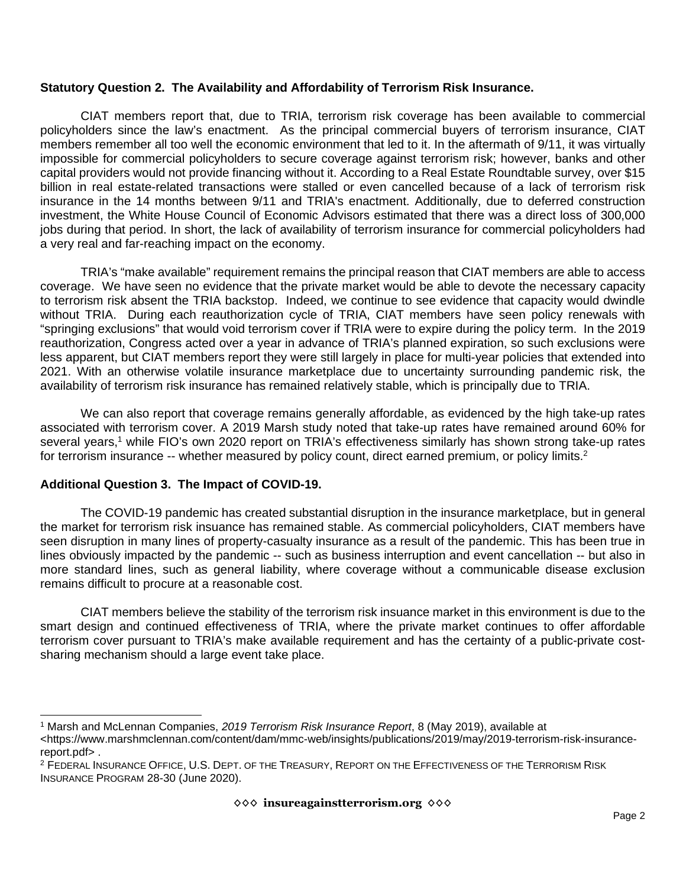**Statutory Question 2. The Availability and Affordability of Terrorism Risk Insurance.**

CIAT members report that, due to TRIA, terrorism risk coverage has been available to commercial policyholders since the law's enactment. As the principal commercial buyers of terrorism insurance, CIAT members remember all too well the economic environment that led to it. In the aftermath of 9/11, it was virtually impossible for commercial policyholders to secure coverage against terrorism risk; however, banks and other capital providers would not provide financing without it. According to a Real Estate Roundtable survey, over $15 billion in real estate-related transactions were stalled or even cancelled because of a lack of terrorism risk insurance in the 14 months between 9/11 and TRIA's enactment. Additionally, due to deferred construction investment, the White House Council of Economic Advisors estimated that there was a direct loss of 300,000 jobs during that period. In short, the lack of availability of terrorism insurance for commercial policyholders had a very real and far-reaching impact on the economy.

TRIA's "make available" requirement remains the principal reason that CIAT members are able to access coverage. We have seen no evidence that the private market would be able to devote the necessary capacity to terrorism risk absent the TRIA backstop. Indeed, we continue to see evidence that capacity would dwindle without TRIA. During each reauthorization cycle of TRIA, CIAT members have seen policy renewals with "springing exclusions" that would void terrorism cover if TRIA were to expire during the policy term. In the 2019 reauthorization, Congress acted over a year in advance of TRIA's planned expiration, so such exclusions were less apparent, but CIAT members report they were still largely in place for multi-year policies that extended into 2021. With an otherwise volatile insurance marketplace due to uncertainty surrounding pandemic risk, the availability of terrorism risk insurance has remained relatively stable, which is principally due to TRIA.

We can also report that coverage remains generally affordable, as evidenced by the high take-up rates associated with terrorism cover. A 2019 Marsh study noted that take-up rates have remained around 60% for several years,[1] while FIO's own 2020 report on TRIA's effectiveness similarly has shown strong take-up rates for terrorism insurance -- whether measured by policy count, direct earned premium, or policy limits.[2]

**Additional Question 3. The Impact of COVID-19.**

The COVID-19 pandemic has created substantial disruption in the insurance marketplace, but in general the market for terrorism risk insuance has remained stable. As commercial policyholders, CIAT members have seen disruption in many lines of property-casualty insurance as a result of the pandemic. This has been true in lines obviously impacted by the pandemic -- such as business interruption and event cancellation -- but also in more standard lines, such as general liability, where coverage without a communicable disease exclusion remains difficult to procure at a reasonable cost.

CIAT members believe the stability of the terrorism risk insuance market in this environment is due to the smart design and continued effectiveness of TRIA, where the private market continues to offer affordable terrorism cover pursuant to TRIA's make available requirement and has the certainty of a public-private cost-sharing mechanism should a large event take place.

---

[1] Marsh and McLennan Companies, *2019 Terrorism Risk Insurance Report*, 8 (May 2019), available at <https://www.marshmclennan.com/content/dam/mmc-web/insights/publications/2019/may/2019-terrorism-risk-insurance-report.pdf> .

[2] Federal Insurance Office, U.S. Dept. of the Treasury, Report on the Effectiveness of the Terrorism Risk Insurance Program 28-30 (June 2020).

◇◇◇ **insureagainstterrorism.org** ◇◇◇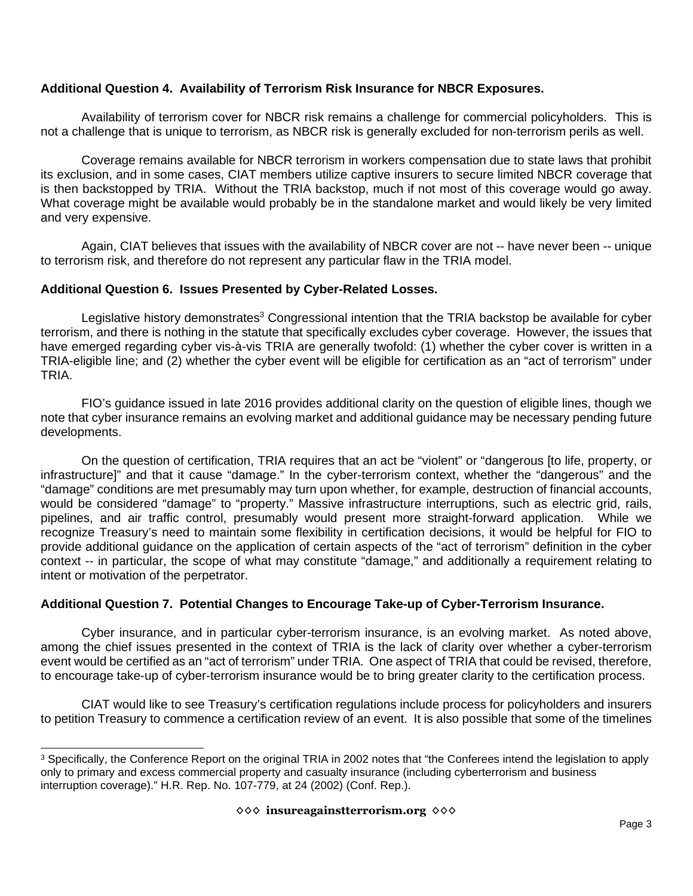**Additional Question 4. Availability of Terrorism Risk Insurance for NBCR Exposures.**

Availability of terrorism cover for NBCR risk remains a challenge for commercial policyholders. This is not a challenge that is unique to terrorism, as NBCR risk is generally excluded for non-terrorism perils as well.

Coverage remains available for NBCR terrorism in workers compensation due to state laws that prohibit its exclusion, and in some cases, CIAT members utilize captive insurers to secure limited NBCR coverage that is then backstopped by TRIA. Without the TRIA backstop, much if not most of this coverage would go away. What coverage might be available would probably be in the standalone market and would likely be very limited and very expensive.

Again, CIAT believes that issues with the availability of NBCR cover are not -- have never been -- unique to terrorism risk, and therefore do not represent any particular flaw in the TRIA model.

**Additional Question 6. Issues Presented by Cyber-Related Losses.**

Legislative history demonstrates[3] Congressional intention that the TRIA backstop be available for cyber terrorism, and there is nothing in the statute that specifically excludes cyber coverage. However, the issues that have emerged regarding cyber vis-à-vis TRIA are generally twofold: (1) whether the cyber cover is written in a TRIA-eligible line; and (2) whether the cyber event will be eligible for certification as an "act of terrorism" under TRIA.

FIO's guidance issued in late 2016 provides additional clarity on the question of eligible lines, though we note that cyber insurance remains an evolving market and additional guidance may be necessary pending future developments.

On the question of certification, TRIA requires that an act be "violent" or "dangerous [to life, property, or infrastructure]" and that it cause "damage." In the cyber-terrorism context, whether the "dangerous" and the "damage" conditions are met presumably may turn upon whether, for example, destruction of financial accounts, would be considered "damage" to "property." Massive infrastructure interruptions, such as electric grid, rails, pipelines, and air traffic control, presumably would present more straight-forward application. While we recognize Treasury's need to maintain some flexibility in certification decisions, it would be helpful for FIO to provide additional guidance on the application of certain aspects of the "act of terrorism" definition in the cyber context -- in particular, the scope of what may constitute "damage," and additionally a requirement relating to intent or motivation of the perpetrator.

**Additional Question 7. Potential Changes to Encourage Take-up of Cyber-Terrorism Insurance.**

Cyber insurance, and in particular cyber-terrorism insurance, is an evolving market. As noted above, among the chief issues presented in the context of TRIA is the lack of clarity over whether a cyber-terrorism event would be certified as an "act of terrorism" under TRIA. One aspect of TRIA that could be revised, therefore, to encourage take-up of cyber-terrorism insurance would be to bring greater clarity to the certification process.

CIAT would like to see Treasury's certification regulations include process for policyholders and insurers to petition Treasury to commence a certification review of an event. It is also possible that some of the timelines

[3] Specifically, the Conference Report on the original TRIA in 2002 notes that "the Conferees intend the legislation to apply only to primary and excess commercial property and casualty insurance (including cyberterrorism and business interruption coverage)." H.R. Rep. No. 107-779, at 24 (2002) (Conf. Rep.).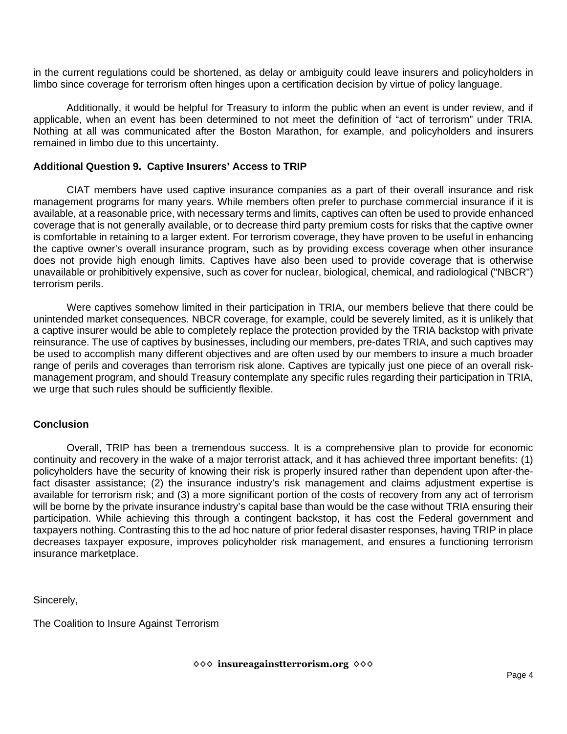in the current regulations could be shortened, as delay or ambiguity could leave insurers and policyholders in limbo since coverage for terrorism often hinges upon a certification decision by virtue of policy language.

Additionally, it would be helpful for Treasury to inform the public when an event is under review, and if applicable, when an event has been determined to not meet the definition of "act of terrorism" under TRIA. Nothing at all was communicated after the Boston Marathon, for example, and policyholders and insurers remained in limbo due to this uncertainty.

**Additional Question 9. Captive Insurers' Access to TRIP**

CIAT members have used captive insurance companies as a part of their overall insurance and risk management programs for many years. While members often prefer to purchase commercial insurance if it is available, at a reasonable price, with necessary terms and limits, captives can often be used to provide enhanced coverage that is not generally available, or to decrease third party premium costs for risks that the captive owner is comfortable in retaining to a larger extent. For terrorism coverage, they have proven to be useful in enhancing the captive owner's overall insurance program, such as by providing excess coverage when other insurance does not provide high enough limits. Captives have also been used to provide coverage that is otherwise unavailable or prohibitively expensive, such as cover for nuclear, biological, chemical, and radiological ("NBCR") terrorism perils.

Were captives somehow limited in their participation in TRIA, our members believe that there could be unintended market consequences. NBCR coverage, for example, could be severely limited, as it is unlikely that a captive insurer would be able to completely replace the protection provided by the TRIA backstop with private reinsurance. The use of captives by businesses, including our members, pre-dates TRIA, and such captives may be used to accomplish many different objectives and are often used by our members to insure a much broader range of perils and coverages than terrorism risk alone. Captives are typically just one piece of an overall risk-management program, and should Treasury contemplate any specific rules regarding their participation in TRIA, we urge that such rules should be sufficiently flexible.

**Conclusion**

Overall, TRIP has been a tremendous success. It is a comprehensive plan to provide for economic continuity and recovery in the wake of a major terrorist attack, and it has achieved three important benefits: (1) policyholders have the security of knowing their risk is properly insured rather than dependent upon after-the-fact disaster assistance; (2) the insurance industry's risk management and claims adjustment expertise is available for terrorism risk; and (3) a more significant portion of the costs of recovery from any act of terrorism will be borne by the private insurance industry's capital base than would be the case without TRIA ensuring their participation. While achieving this through a contingent backstop, it has cost the Federal government and taxpayers nothing. Contrasting this to the ad hoc nature of prior federal disaster responses, having TRIP in place decreases taxpayer exposure, improves policyholder risk management, and ensures a functioning terrorism insurance marketplace.

Sincerely,

The Coalition to Insure Against Terrorism

◇◇◇ **insureagainstterrorism.org** ◇◇◇